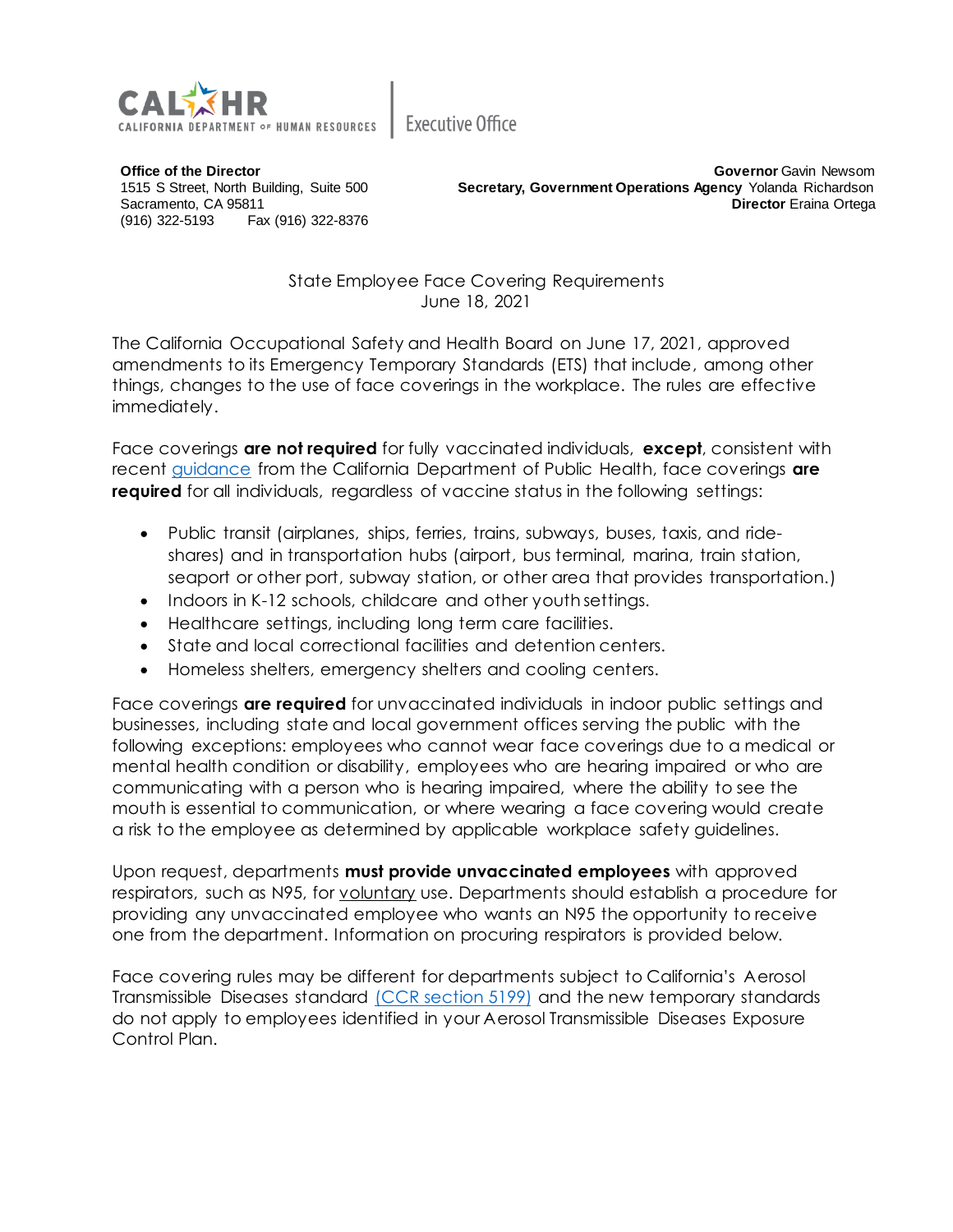CALHR
CALIFORNIA DEPARTMENT OF HUMAN RESOURCES | Executive Office

**Office of the Director**
1515 S Street, North Building, Suite 500
Sacramento, CA 95811
(916) 322-5193 Fax (916) 322-8376

**Governor** Gavin Newsom
**Secretary, Government Operations Agency** Yolanda Richardson
**Director** Eraina Ortega

State Employee Face Covering Requirements
June 18, 2021

The California Occupational Safety and Health Board on June 17, 2021, approved amendments to its Emergency Temporary Standards (ETS) that include, among other things, changes to the use of face coverings in the workplace. The rules are effective immediately.

Face coverings **are not required** for fully vaccinated individuals, **except**, consistent with recent guidance from the California Department of Public Health, face coverings **are required** for all individuals, regardless of vaccine status in the following settings:

- Public transit (airplanes, ships, ferries, trains, subways, buses, taxis, and ride-shares) and in transportation hubs (airport, bus terminal, marina, train station, seaport or other port, subway station, or other area that provides transportation.)
- Indoors in K-12 schools, childcare and other youth settings.
- Healthcare settings, including long term care facilities.
- State and local correctional facilities and detention centers.
- Homeless shelters, emergency shelters and cooling centers.

Face coverings **are required** for unvaccinated individuals in indoor public settings and businesses, including state and local government offices serving the public with the following exceptions: employees who cannot wear face coverings due to a medical or mental health condition or disability, employees who are hearing impaired or who are communicating with a person who is hearing impaired, where the ability to see the mouth is essential to communication, or where wearing a face covering would create a risk to the employee as determined by applicable workplace safety guidelines.

Upon request, departments **must provide unvaccinated employees** with approved respirators, such as N95, for voluntary use. Departments should establish a procedure for providing any unvaccinated employee who wants an N95 the opportunity to receive one from the department. Information on procuring respirators is provided below.

Face covering rules may be different for departments subject to California's Aerosol Transmissible Diseases standard (CCR section 5199) and the new temporary standards do not apply to employees identified in your Aerosol Transmissible Diseases Exposure Control Plan.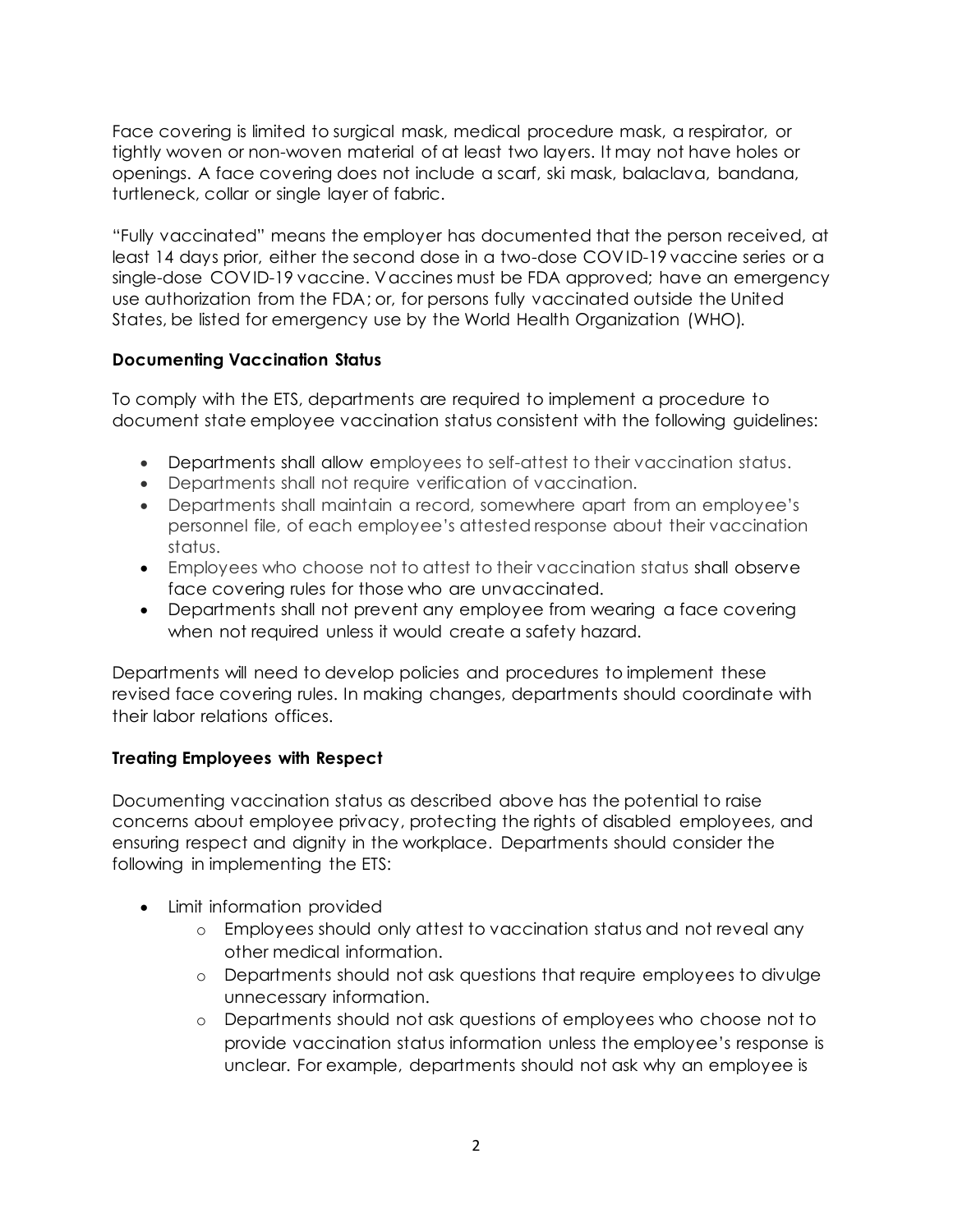Face covering is limited to surgical mask, medical procedure mask, a respirator, or tightly woven or non-woven material of at least two layers. It may not have holes or openings. A face covering does not include a scarf, ski mask, balaclava, bandana, turtleneck, collar or single layer of fabric.

"Fully vaccinated" means the employer has documented that the person received, at least 14 days prior, either the second dose in a two-dose COVID-19 vaccine series or a single-dose COVID-19 vaccine. Vaccines must be FDA approved; have an emergency use authorization from the FDA; or, for persons fully vaccinated outside the United States, be listed for emergency use by the World Health Organization (WHO).

**Documenting Vaccination Status**

To comply with the ETS, departments are required to implement a procedure to document state employee vaccination status consistent with the following guidelines:

- Departments shall allow employees to self-attest to their vaccination status.
- Departments shall not require verification of vaccination.
- Departments shall maintain a record, somewhere apart from an employee's personnel file, of each employee's attested response about their vaccination status.
- Employees who choose not to attest to their vaccination status shall observe face covering rules for those who are unvaccinated.
- Departments shall not prevent any employee from wearing a face covering when not required unless it would create a safety hazard.

Departments will need to develop policies and procedures to implement these revised face covering rules. In making changes, departments should coordinate with their labor relations offices.

**Treating Employees with Respect**

Documenting vaccination status as described above has the potential to raise concerns about employee privacy, protecting the rights of disabled employees, and ensuring respect and dignity in the workplace. Departments should consider the following in implementing the ETS:

- Limit information provided
  - Employees should only attest to vaccination status and not reveal any other medical information.
  - Departments should not ask questions that require employees to divulge unnecessary information.
  - Departments should not ask questions of employees who choose not to provide vaccination status information unless the employee's response is unclear. For example, departments should not ask why an employee is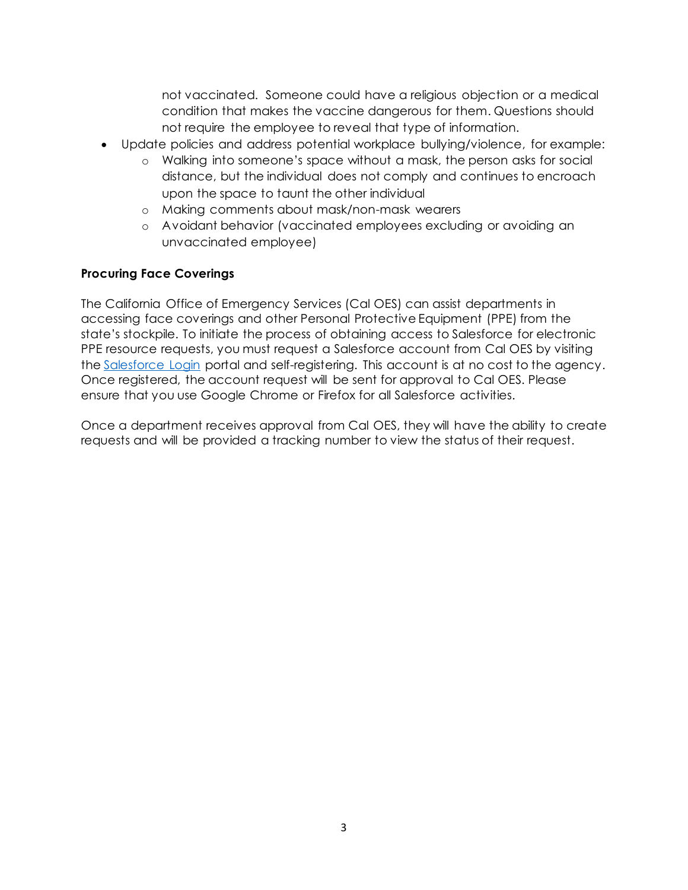not vaccinated. Someone could have a religious objection or a medical condition that makes the vaccine dangerous for them. Questions should not require the employee to reveal that type of information.

- Update policies and address potential workplace bullying/violence, for example:
  - Walking into someone's space without a mask, the person asks for social distance, but the individual does not comply and continues to encroach upon the space to taunt the other individual
  - Making comments about mask/non-mask wearers
  - Avoidant behavior (vaccinated employees excluding or avoiding an unvaccinated employee)

**Procuring Face Coverings**

The California Office of Emergency Services (Cal OES) can assist departments in accessing face coverings and other Personal Protective Equipment (PPE) from the state's stockpile. To initiate the process of obtaining access to Salesforce for electronic PPE resource requests, you must request a Salesforce account from Cal OES by visiting the Salesforce Login portal and self-registering. This account is at no cost to the agency. Once registered, the account request will be sent for approval to Cal OES. Please ensure that you use Google Chrome or Firefox for all Salesforce activities.

Once a department receives approval from Cal OES, they will have the ability to create requests and will be provided a tracking number to view the status of their request.